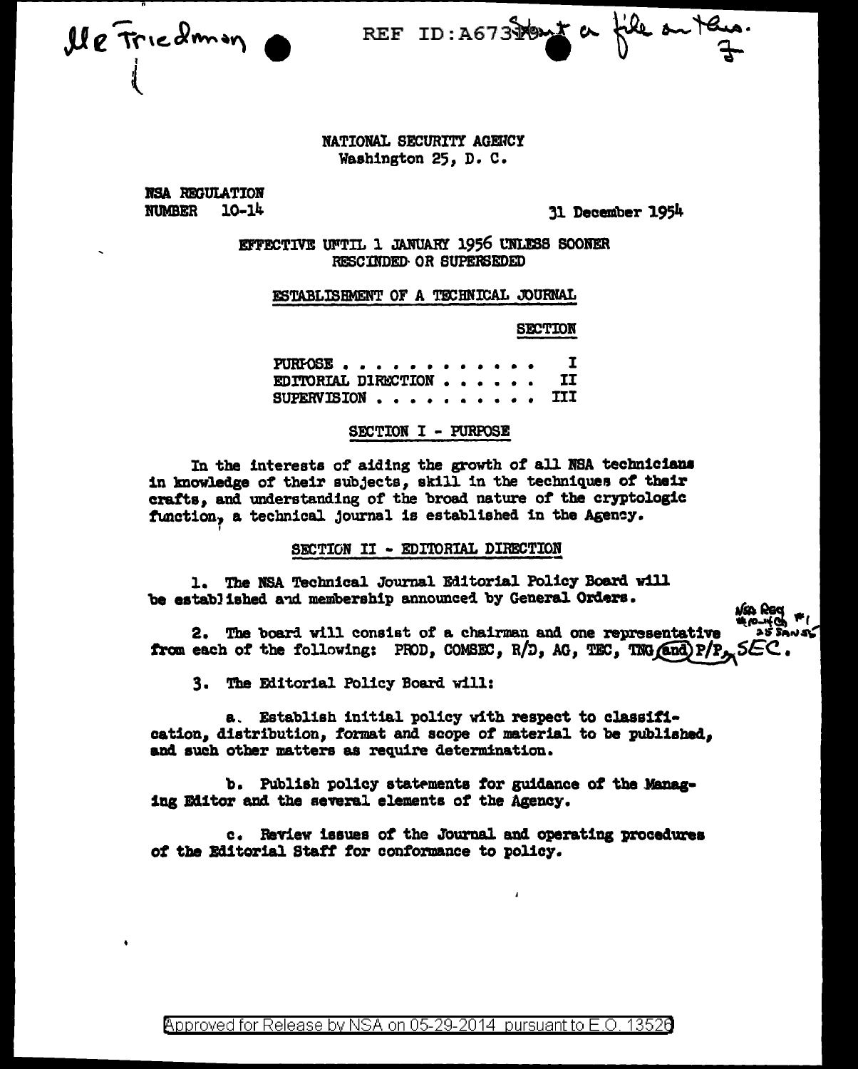Mr Friedman

REF ID:A67390 Start a file on this.

NATIONAL SECURITY AGENCY
Washington 25, D. C.

NSA REGULATION
NUMBER 10-14

31 December 1954

EFFECTIVE UNTIL 1 JANUARY 1956 UNLESS SOONER RESCINDED OR SUPERSEDED

ESTABLISHMENT OF A TECHNICAL JOURNAL

| | SECTION |
|---|---|
| PURPOSE . . . . . . . . . . . . | I |
| EDITORIAL DIRECTION . . . . . . | II |
| SUPERVISION . . . . . . . . . . | III |

SECTION I - PURPOSE

In the interests of aiding the growth of all NSA technicians in knowledge of their subjects, skill in the techniques of their crafts, and understanding of the broad nature of the cryptologic function, a technical journal is established in the Agency.

SECTION II - EDITORIAL DIRECTION

1. The NSA Technical Journal Editorial Policy Board will be established and membership announced by General Orders.

2. The board will consist of a chairman and one representative from each of the following: PROD, COMSEC, R/D, AG, TEC, TNG and P/P, SEC.

NSA Reg 10-14 C1 25 Jan 55

3. The Editorial Policy Board will:

a. Establish initial policy with respect to classification, distribution, format and scope of material to be published, and such other matters as require determination.

b. Publish policy statements for guidance of the Managing Editor and the several elements of the Agency.

c. Review issues of the Journal and operating procedures of the Editorial Staff for conformance to policy.

Approved for Release by NSA on 05-29-2014 pursuant to E.O. 13526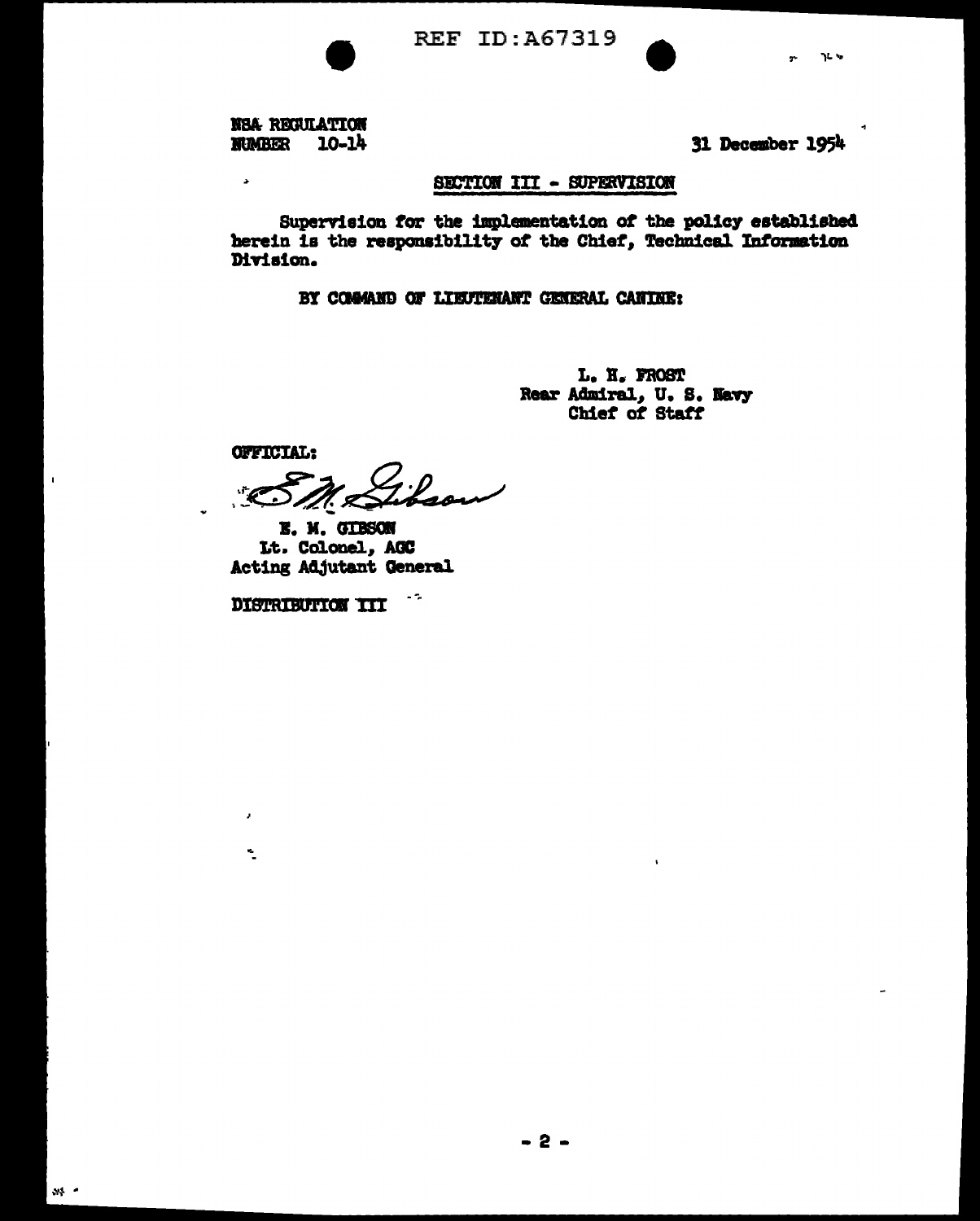REF ID:A67319

NSA REGULATION
NUMBER 10-14

31 December 1954

## SECTION III - SUPERVISION

Supervision for the implementation of the policy established herein is the responsibility of the Chief, Technical Information Division.

BY COMMAND OF LIEUTENANT GENERAL CANINE:

L. H. FROST
Rear Admiral, U. S. Navy
Chief of Staff

OFFICIAL:

E. M. Gibson

E. M. GIBSON
Lt. Colonel, AGC
Acting Adjutant General

DISTRIBUTION III